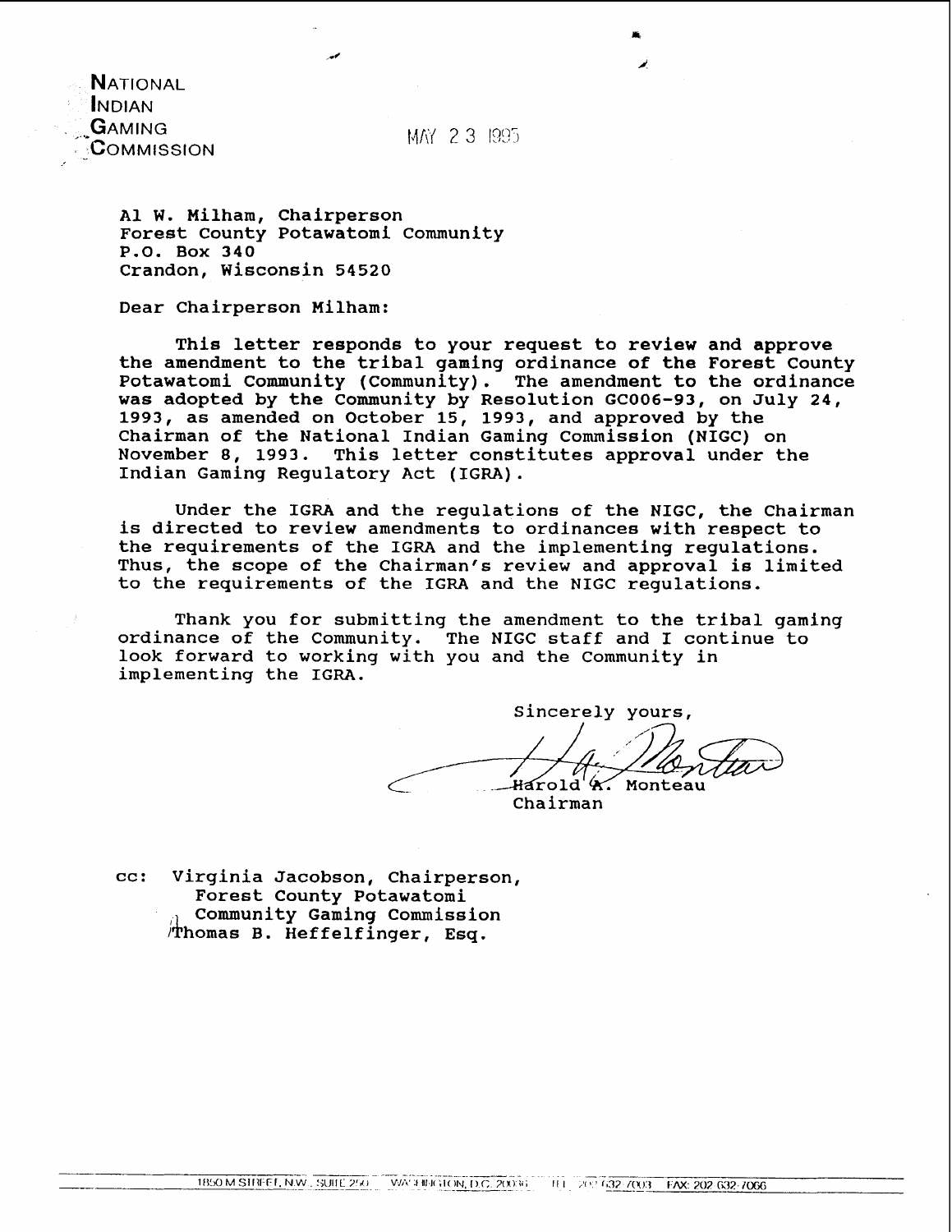**NATIONAL**
**INDIAN**
**GAMING**
**COMMISSION**

MAY 23 1995

Al W. Milham, Chairperson
Forest County Potawatomi Community
P.O. Box 340
Crandon, Wisconsin 54520

Dear Chairperson Milham:

This letter responds to your request to review and approve the amendment to the tribal gaming ordinance of the Forest County Potawatomi Community (Community). The amendment to the ordinance was adopted by the Community by Resolution GC006-93, on July 24, 1993, as amended on October 15, 1993, and approved by the Chairman of the National Indian Gaming Commission (NIGC) on November 8, 1993. This letter constitutes approval under the Indian Gaming Regulatory Act (IGRA).

Under the IGRA and the regulations of the NIGC, the Chairman is directed to review amendments to ordinances with respect to the requirements of the IGRA and the implementing regulations. Thus, the scope of the Chairman's review and approval is limited to the requirements of the IGRA and the NIGC regulations.

Thank you for submitting the amendment to the tribal gaming ordinance of the Community. The NIGC staff and I continue to look forward to working with you and the Community in implementing the IGRA.

Sincerely yours,

Harold A. Monteau
Chairman

cc: Virginia Jacobson, Chairperson,
Forest County Potawatomi
Community Gaming Commission
Thomas B. Heffelfinger, Esq.

1850 M STREET, N.W., SUITE 250 WASHINGTON, D.C. 20036 TEL 202 632 7003 FAX 202 632 7066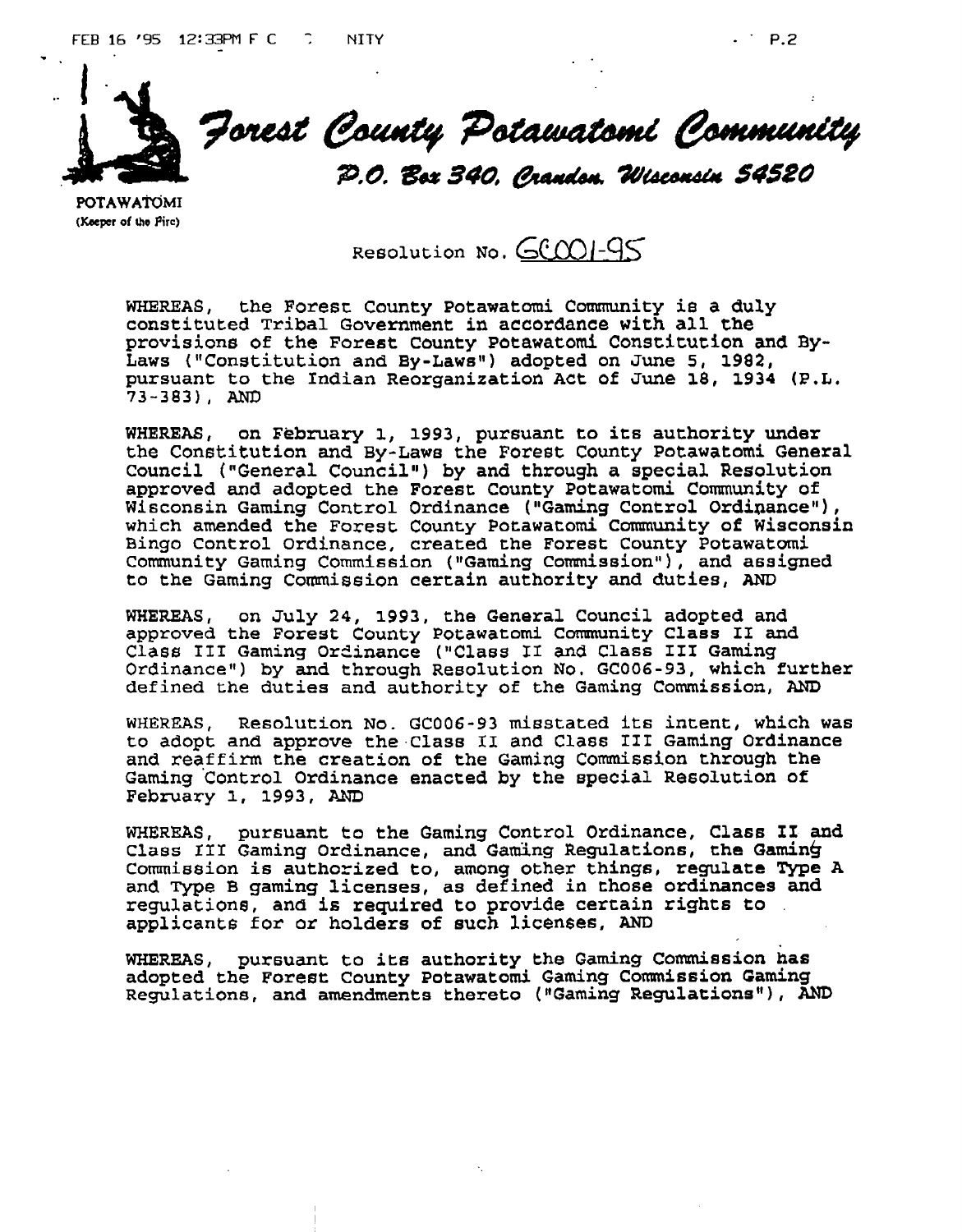# Forest County Potawatomi Community

*P.O. Box 340, Crandon, Wisconsin 54520*

POTAWATOMI
(Keeper of the Fire)

Resolution No. GC001-95

WHEREAS, the Forest County Potawatomi Community is a duly constituted Tribal Government in accordance with all the provisions of the Forest County Potawatomi Constitution and By-Laws ("Constitution and By-Laws") adopted on June 5, 1982, pursuant to the Indian Reorganization Act of June 18, 1934 (P.L. 73-383), AND

WHEREAS, on February 1, 1993, pursuant to its authority under the Constitution and By-Laws the Forest County Potawatomi General Council ("General Council") by and through a special Resolution approved and adopted the Forest County Potawatomi Community of Wisconsin Gaming Control Ordinance ("Gaming Control Ordinance"), which amended the Forest County Potawatomi Community of Wisconsin Bingo Control Ordinance, created the Forest County Potawatomi Community Gaming Commission ("Gaming Commission"), and assigned to the Gaming Commission certain authority and duties, AND

WHEREAS, on July 24, 1993, the General Council adopted and approved the Forest County Potawatomi Community Class II and Class III Gaming Ordinance ("Class II and Class III Gaming Ordinance") by and through Resolution No. GC006-93, which further defined the duties and authority of the Gaming Commission, AND

WHEREAS, Resolution No. GC006-93 misstated its intent, which was to adopt and approve the Class II and Class III Gaming Ordinance and reaffirm the creation of the Gaming Commission through the Gaming Control Ordinance enacted by the special Resolution of February 1, 1993, AND

WHEREAS, pursuant to the Gaming Control Ordinance, Class II and Class III Gaming Ordinance, and Gaming Regulations, the Gaming Commission is authorized to, among other things, regulate Type A and Type B gaming licenses, as defined in those ordinances and regulations, and is required to provide certain rights to applicants for or holders of such licenses, AND

WHEREAS, pursuant to its authority the Gaming Commission has adopted the Forest County Potawatomi Gaming Commission Gaming Regulations, and amendments thereto ("Gaming Regulations"), AND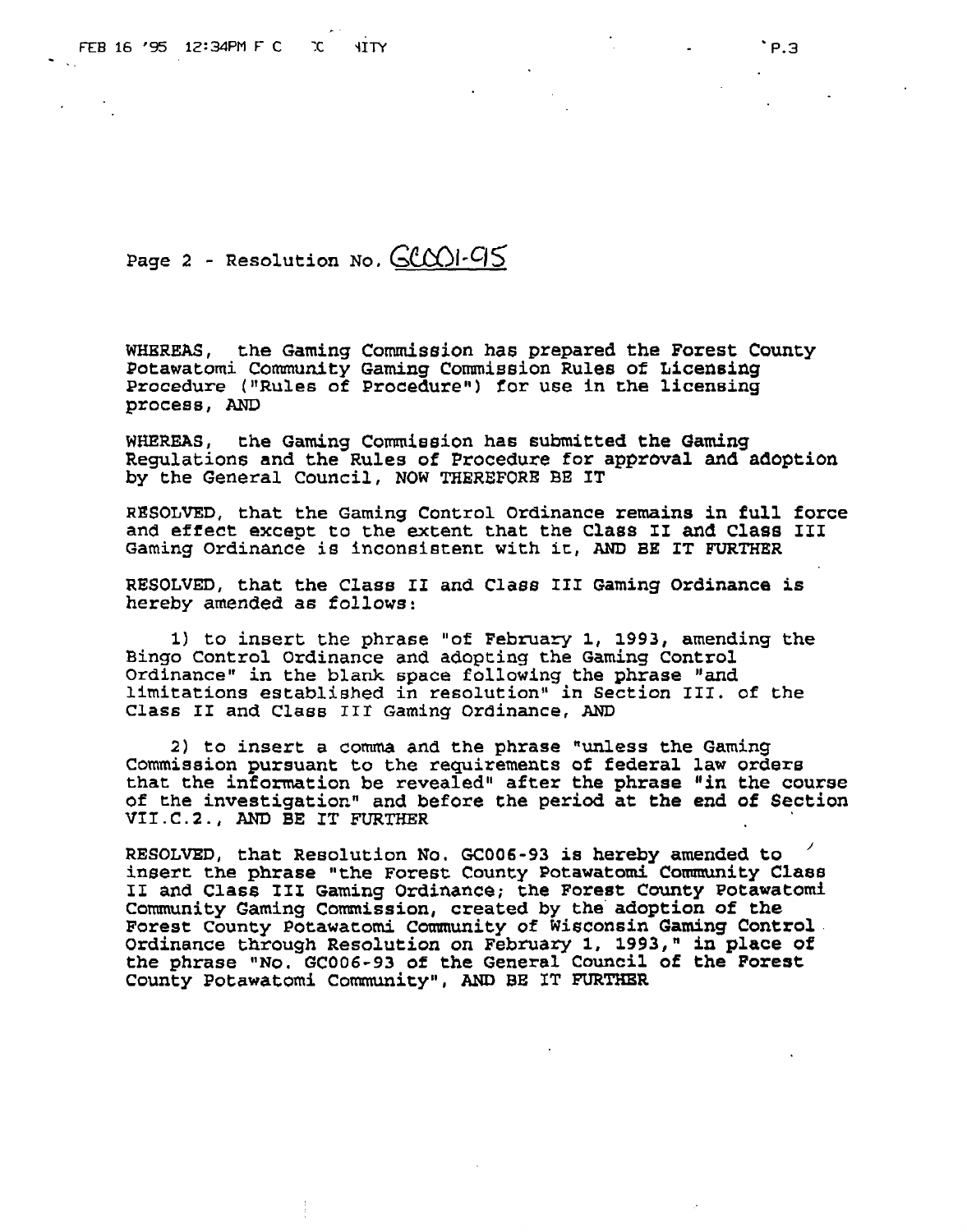Page 2 - Resolution No. GC001-95

WHEREAS, the Gaming Commission has prepared the Forest County Potawatomi Community Gaming Commission Rules of Licensing Procedure ("Rules of Procedure") for use in the licensing process, AND

WHEREAS, the Gaming Commission has submitted the Gaming Regulations and the Rules of Procedure for approval and adoption by the General Council, NOW THEREFORE BE IT

RESOLVED, that the Gaming Control Ordinance remains in full force and effect except to the extent that the Class II and Class III Gaming Ordinance is inconsistent with it, AND BE IT FURTHER

RESOLVED, that the Class II and Class III Gaming Ordinance is hereby amended as follows:

1) to insert the phrase "of February 1, 1993, amending the Bingo Control Ordinance and adopting the Gaming Control Ordinance" in the blank space following the phrase "and limitations established in resolution" in Section III. of the Class II and Class III Gaming Ordinance, AND

2) to insert a comma and the phrase "unless the Gaming Commission pursuant to the requirements of federal law orders that the information be revealed" after the phrase "in the course of the investigation" and before the period at the end of Section VII.C.2., AND BE IT FURTHER

RESOLVED, that Resolution No. GC006-93 is hereby amended to insert the phrase "the Forest County Potawatomi Community Class II and Class III Gaming Ordinance; the Forest County Potawatomi Community Gaming Commission, created by the adoption of the Forest County Potawatomi Community of Wisconsin Gaming Control Ordinance through Resolution on February 1, 1993," in place of the phrase "No. GC006-93 of the General Council of the Forest County Potawatomi Community", AND BE IT FURTHER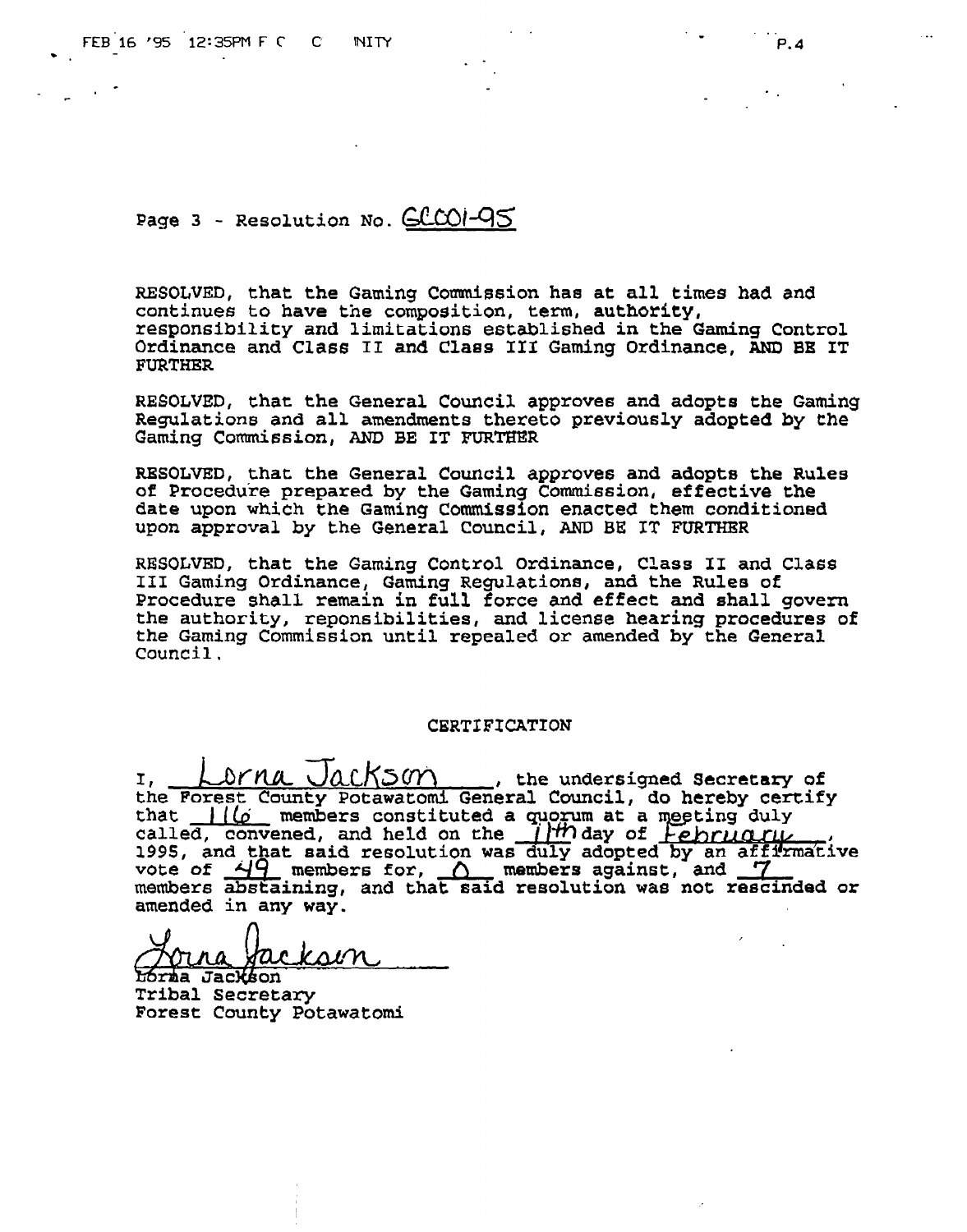Page 3 - Resolution No. GCC01-95

RESOLVED, that the Gaming Commission has at all times had and continues to have the composition, term, authority, responsibility and limitations established in the Gaming Control Ordinance and Class II and Class III Gaming Ordinance, AND BE IT FURTHER

RESOLVED, that the General Council approves and adopts the Gaming Regulations and all amendments thereto previously adopted by the Gaming Commission, AND BE IT FURTHER

RESOLVED, that the General Council approves and adopts the Rules of Procedure prepared by the Gaming Commission, effective the date upon which the Gaming Commission enacted them conditioned upon approval by the General Council, AND BE IT FURTHER

RESOLVED, that the Gaming Control Ordinance, Class II and Class III Gaming Ordinance, Gaming Regulations, and the Rules of Procedure shall remain in full force and effect and shall govern the authority, reponsibilities, and license hearing procedures of the Gaming Commission until repealed or amended by the General Council.

CERTIFICATION

I, Lorna Jackson, the undersigned Secretary of the Forest County Potawatomi General Council, do hereby certify that 116 members constituted a quorum at a meeting duly called, convened, and held on the 11th day of February, 1995, and that said resolution was duly adopted by an affirmative vote of 49 members for, 0 members against, and 7 members abstaining, and that said resolution was not rescinded or amended in any way.

Lorna Jackson

Lorna Jackson
Tribal Secretary
Forest County Potawatomi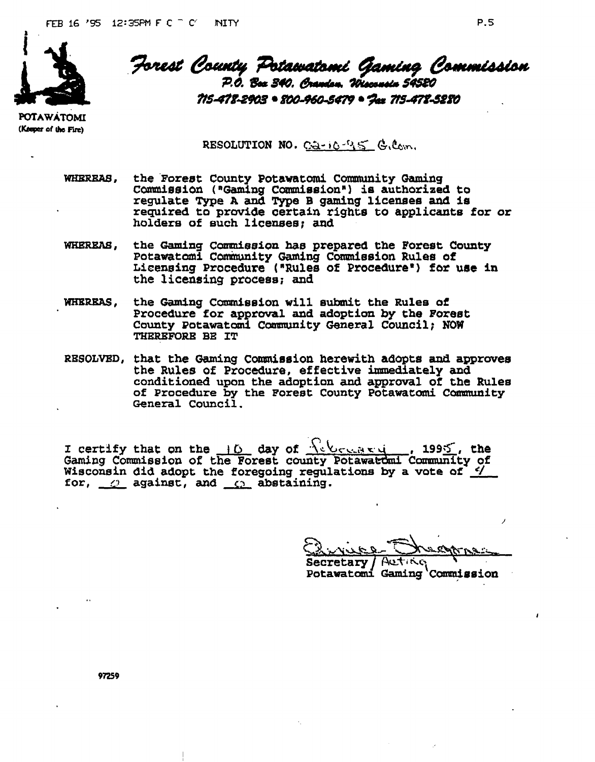POTAWATOMI
(Keeper of the Fire)

# Forest County Potawatomi Gaming Commission

P.O. Box 340, Crandon, Wisconsin 54520
715-478-2903 • 800-960-5479 • Fax 715-478-5280

RESOLUTION NO. 02-10-95 G.Com.

WHEREAS, the Forest County Potawatomi Community Gaming Commission ("Gaming Commission") is authorized to regulate Type A and Type B gaming licenses and is required to provide certain rights to applicants for or holders of such licenses; and

WHEREAS, the Gaming Commission has prepared the Forest County Potawatomi Community Gaming Commission Rules of Licensing Procedure ("Rules of Procedure") for use in the licensing process; and

WHEREAS, the Gaming Commission will submit the Rules of Procedure for approval and adoption by the Forest County Potawatomi Community General Council; NOW THEREFORE BE IT

RESOLVED, that the Gaming Commission herewith adopts and approves the Rules of Procedure, effective immediately and conditioned upon the adoption and approval of the Rules of Procedure by the Forest County Potawatomi Community General Council.

I certify that on the 10 day of February, 1995, the Gaming Commission of the Forest county Potawatomi Community of Wisconsin did adopt the foregoing regulations by a vote of 4 for, 0 against, and 0 abstaining.

Secretary / Acting
Potawatomi Gaming Commission

97259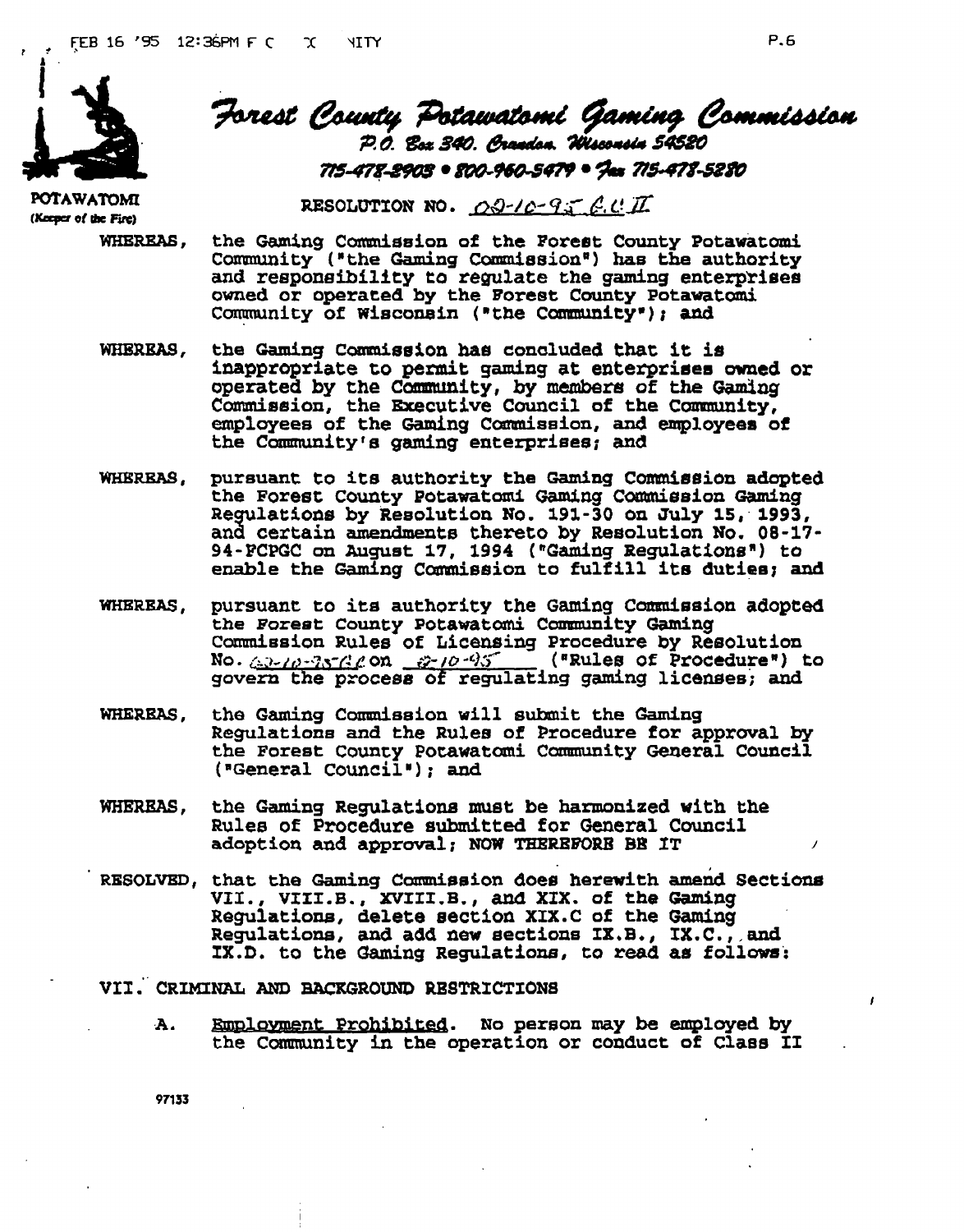# Forest County Potawatomi Gaming Commission

P.O. Box 340, Crandon, Wisconsin 54520

715-478-2903 • 800-960-5479 • Fax 715-478-5280

POTAWATOMI
(Keeper of the Fire)

RESOLUTION NO. 02-10-95 G.C.II

WHEREAS, the Gaming Commission of the Forest County Potawatomi Community ("the Gaming Commission") has the authority and responsibility to regulate the gaming enterprises owned or operated by the Forest County Potawatomi Community of Wisconsin ("the Community"); and

WHEREAS, the Gaming Commission has concluded that it is inappropriate to permit gaming at enterprises owned or operated by the Community, by members of the Gaming Commission, the Executive Council of the Community, employees of the Gaming Commission, and employees of the Community's gaming enterprises; and

WHEREAS, pursuant to its authority the Gaming Commission adopted the Forest County Potawatomi Gaming Commission Gaming Regulations by Resolution No. 191-30 on July 15, 1993, and certain amendments thereto by Resolution No. 08-17-94-FCPGC on August 17, 1994 ("Gaming Regulations") to enable the Gaming Commission to fulfill its duties; and

WHEREAS, pursuant to its authority the Gaming Commission adopted the Forest County Potawatomi Community Gaming Commission Rules of Licensing Procedure by Resolution No. 02-10-95GC on 02-10-95 ("Rules of Procedure") to govern the process of regulating gaming licenses; and

WHEREAS, the Gaming Commission will submit the Gaming Regulations and the Rules of Procedure for approval by the Forest County Potawatomi Community General Council ("General Council"); and

WHEREAS, the Gaming Regulations must be harmonized with the Rules of Procedure submitted for General Council adoption and approval; NOW THEREFORE BE IT

RESOLVED, that the Gaming Commission does herewith amend Sections VII., VIII.B., XVIII.B., and XIX. of the Gaming Regulations, delete section XIX.C of the Gaming Regulations, and add new sections IX.B., IX.C., and IX.D. to the Gaming Regulations, to read as follows:

VII. CRIMINAL AND BACKGROUND RESTRICTIONS

A. Employment Prohibited. No person may be employed by the Community in the operation or conduct of Class II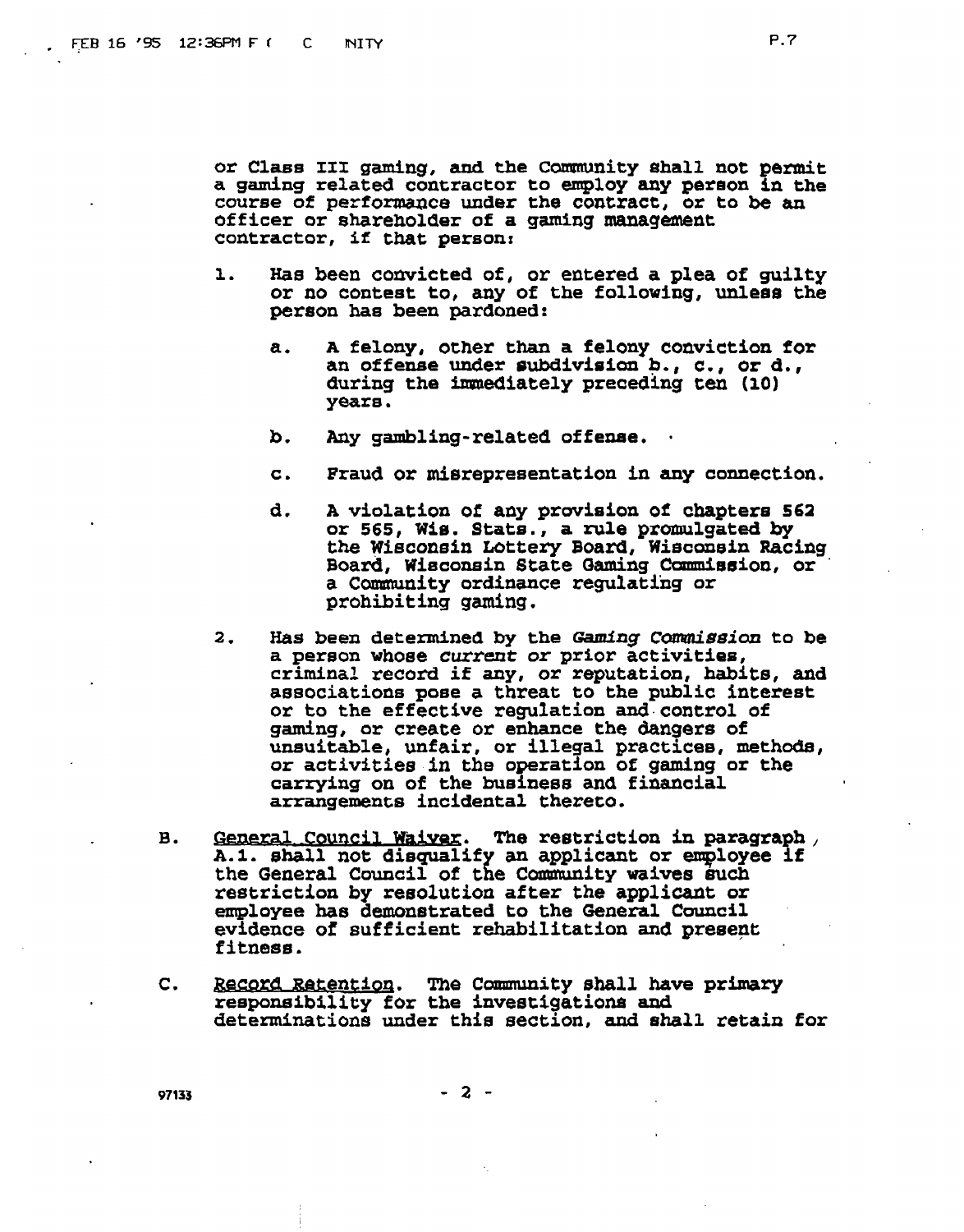or Class III gaming, and the Community shall not permit a gaming related contractor to employ any person in the course of performance under the contract, or to be an officer or shareholder of a gaming management contractor, if that person:

1. Has been convicted of, or entered a plea of guilty or no contest to, any of the following, unless the person has been pardoned:

   a. A felony, other than a felony conviction for an offense under subdivision b., c., or d., during the immediately preceding ten (10) years.

   b. Any gambling-related offense.

   c. Fraud or misrepresentation in any connection.

   d. A violation of any provision of chapters 562 or 565, Wis. Stats., a rule promulgated by the Wisconsin Lottery Board, Wisconsin Racing Board, Wisconsin State Gaming Commission, or a Community ordinance regulating or prohibiting gaming.

2. Has been determined by the *Gaming Commission* to be a person whose *current* or prior activities, criminal record if any, or reputation, habits, and associations pose a threat to the public interest or to the effective regulation and control of gaming, or create or enhance the dangers of unsuitable, unfair, or illegal practices, methods, or activities in the operation of gaming or the carrying on of the business and financial arrangements incidental thereto.

B. General Council Waiver. The restriction in paragraph A.1. shall not disqualify an applicant or employee if the General Council of the Community waives such restriction by resolution after the applicant or employee has demonstrated to the General Council evidence of sufficient rehabilitation and present fitness.

C. Record Retention. The Community shall have primary responsibility for the investigations and determinations under this section, and shall retain for

97133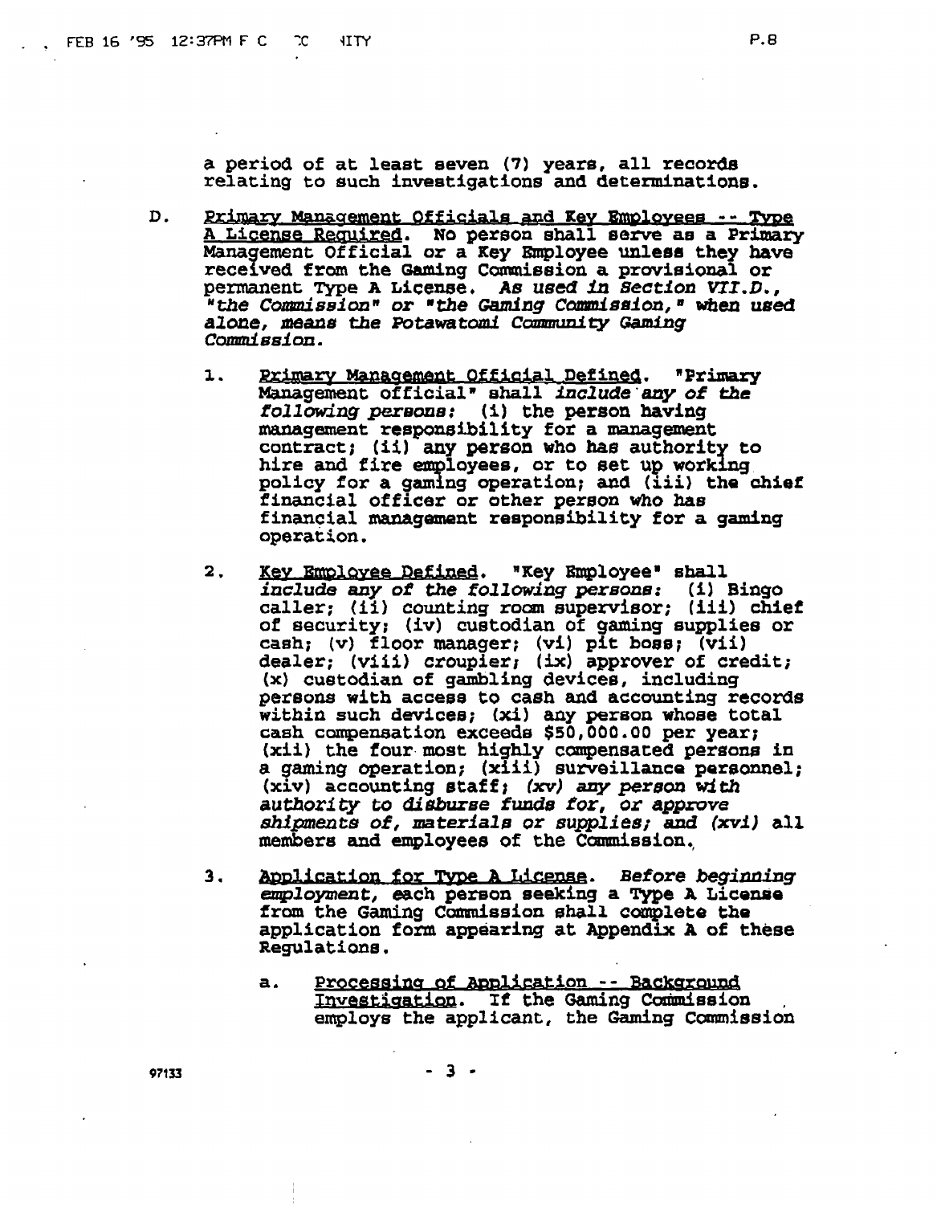a period of at least seven (7) years, all records relating to such investigations and determinations.

D. Primary Management Officials and Key Employees -- Type A License Required. No person shall serve as a Primary Management Official or a Key Employee unless they have received from the Gaming Commission a provisional or permanent Type A License. *As used in Section VII.D., "the Commission" or "the Gaming Commission," when used alone, means the Potawatomi Community Gaming Commission.*

1. Primary Management Official Defined. "Primary Management official" shall *include any of the following persons:* (i) the person having management responsibility for a management contract; (ii) any person who has authority to hire and fire employees, or to set up working policy for a gaming operation; and (iii) the chief financial officer or other person who has financial management responsibility for a gaming operation.

2. Key Employee Defined. "Key Employee" shall *include any of the following persons:* (i) Bingo caller; (ii) counting room supervisor; (iii) chief of security; (iv) custodian of gaming supplies or cash; (v) floor manager; (vi) pit boss; (vii) dealer; (viii) croupier; (ix) approver of credit; (x) custodian of gambling devices, including persons with access to cash and accounting records within such devices; (xi) any person whose total cash compensation exceeds $50,000.00 per year; (xii) the four most highly compensated persons in a gaming operation; (xiii) surveillance personnel; (xiv) accounting staff; *(xv) any person with authority to disburse funds for, or approve shipments of, materials or supplies; and (xvi)* all members and employees of the Commission.

3. Application for Type A License. *Before beginning employment*, each person seeking a Type A License from the Gaming Commission shall complete the application form appearing at Appendix A of these Regulations.

   a. Processing of Application -- Background Investigation. If the Gaming Commission employs the applicant, the Gaming Commission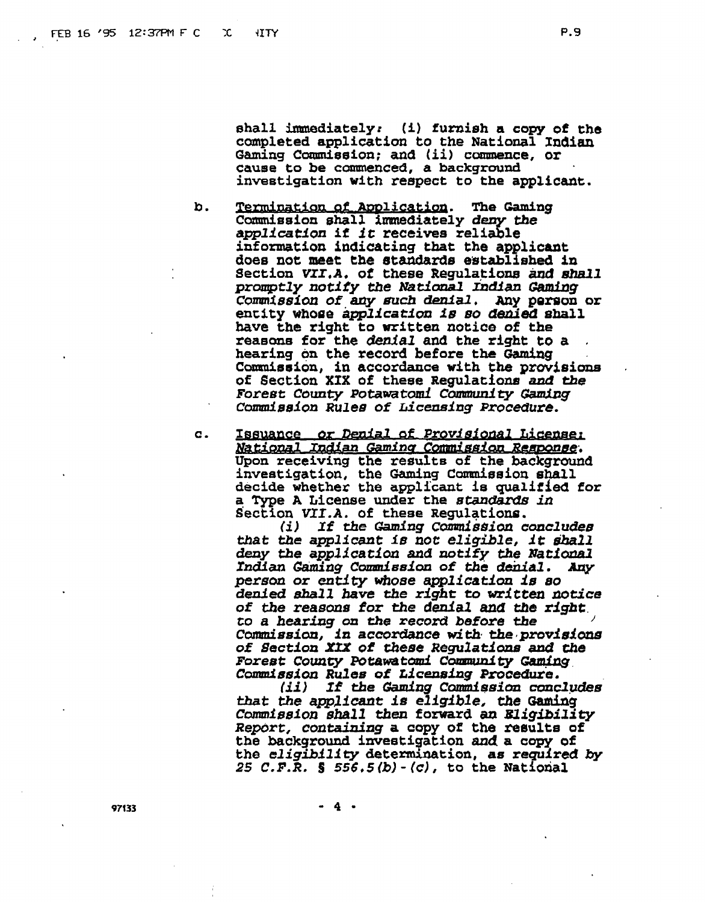shall immediately: (i) furnish a copy of the completed application to the National Indian Gaming Commission; and (ii) commence, or cause to be commenced, a background investigation with respect to the applicant.

b. Termination of Application. The Gaming Commission shall immediately *deny the application* if *it* receives reliable information indicating that the applicant does not meet the standards established in Section *VII.A.* of these Regulations *and shall promptly notify the National Indian Gaming Commission of any such denial.* Any person or entity whose *application is so denied* shall have the right to written notice of the reasons for the *denial* and the right to a hearing on the record before the Gaming Commission, in accordance with the provisions of Section XIX of these Regulations *and the Forest County Potawatomi Community Gaming Commission Rules of Licensing Procedure.*

c. Issuance *or Denial of Provisional License: National Indian Gaming Commission Response.* Upon receiving the results of the background investigation, the Gaming Commission shall decide whether the applicant is qualified for a Type A License under the *standards in* Section VII.A. of these Regulations.

*(i) If the Gaming Commission concludes that the applicant is not eligible, it shall deny the application and notify the National Indian Gaming Commission of the denial. Any person or entity whose application is so denied shall have the right to written notice of the reasons for the denial and the right to a hearing on the record before the Commission, in accordance with the provisions of Section XIX of these Regulations and the Forest County Potawatomi Community Gaming Commission Rules of Licensing Procedure.*

*(ii) If the Gaming Commission concludes that the applicant is eligible,* the Gaming *Commission shall* then forward *an Eligibility Report, containing* a copy of the results of the background investigation and a copy of the *eligibility* determination, *as required by 25 C.F.R. § 556.5(b)-(c),* to the National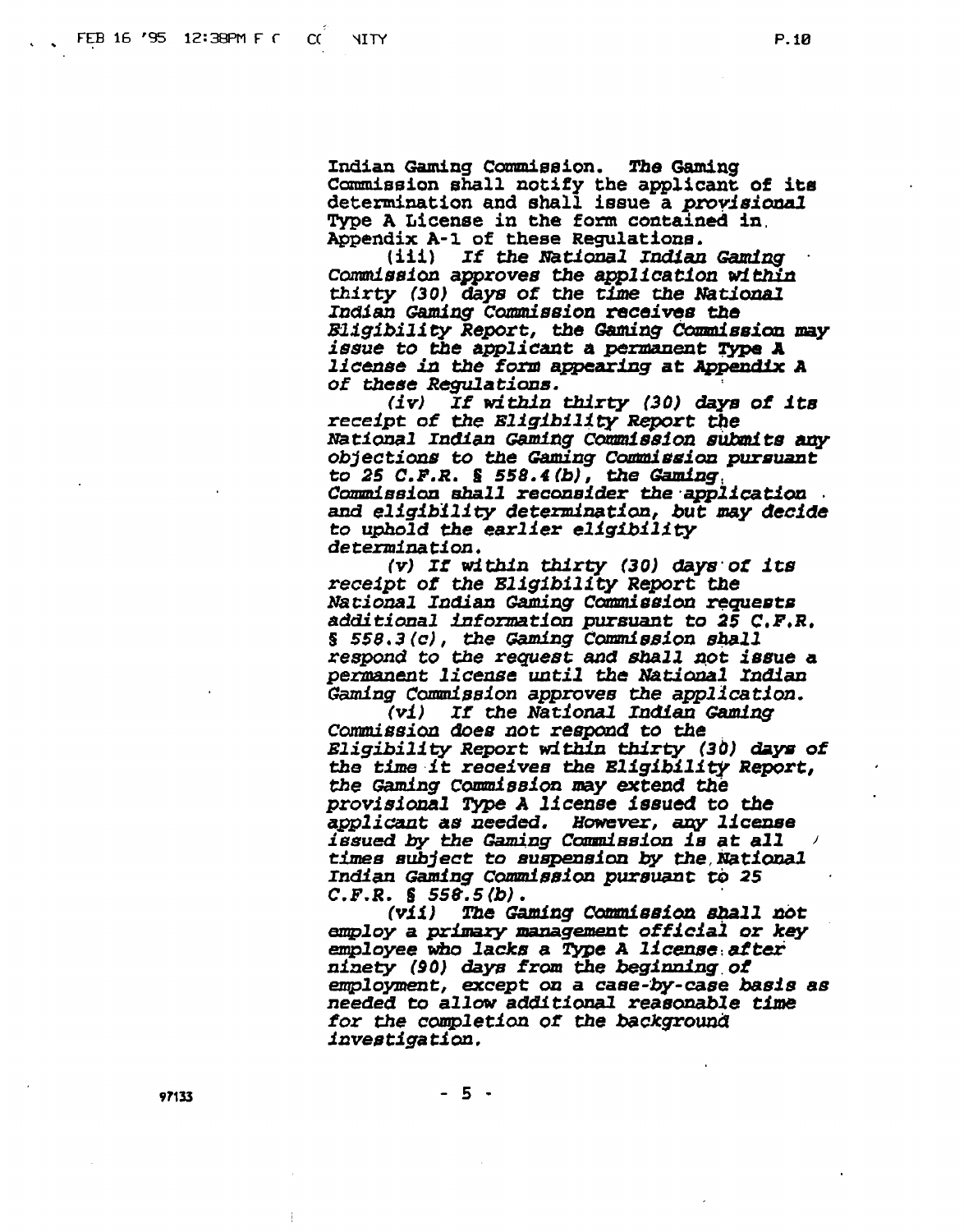Indian Gaming Commission. The Gaming Commission shall notify the applicant of its determination and shall issue a *provisional* Type A License in the form contained in Appendix A-1 of these Regulations.

(iii) *If the National Indian Gaming Commission approves the application within thirty (30) days of the time the National Indian Gaming Commission receives the Eligibility Report, the Gaming Commission may issue to the applicant a permanent Type A license in the form appearing at Appendix A of these Regulations.*

*(iv) If within thirty (30) days of its receipt of the Eligibility Report the National Indian Gaming Commission submits any objections to the Gaming Commission pursuant to 25 C.F.R. § 558.4(b), the Gaming Commission shall reconsider the application and eligibility determination, but may decide to uphold the earlier eligibility determination.*

*(v) If within thirty (30) days of its receipt of the Eligibility Report the National Indian Gaming Commission requests additional information pursuant to 25 C.F.R. § 558.3(c), the Gaming Commission shall respond to the request and shall not issue a permanent license until the National Indian Gaming Commission approves the application.*

*(vi) If the National Indian Gaming Commission does not respond to the Eligibility Report within thirty (30) days of the time it receives the Eligibility Report, the Gaming Commission may extend the provisional Type A license issued to the applicant as needed. However, any license issued by the Gaming Commission is at all times subject to suspension by the National Indian Gaming Commission pursuant to 25 C.F.R. § 558.5(b).*

*(vii) The Gaming Commission shall not employ a primary management official or key employee who lacks a Type A license after ninety (90) days from the beginning of employment, except on a case-by-case basis as needed to allow additional reasonable time for the completion of the background investigation.*

97133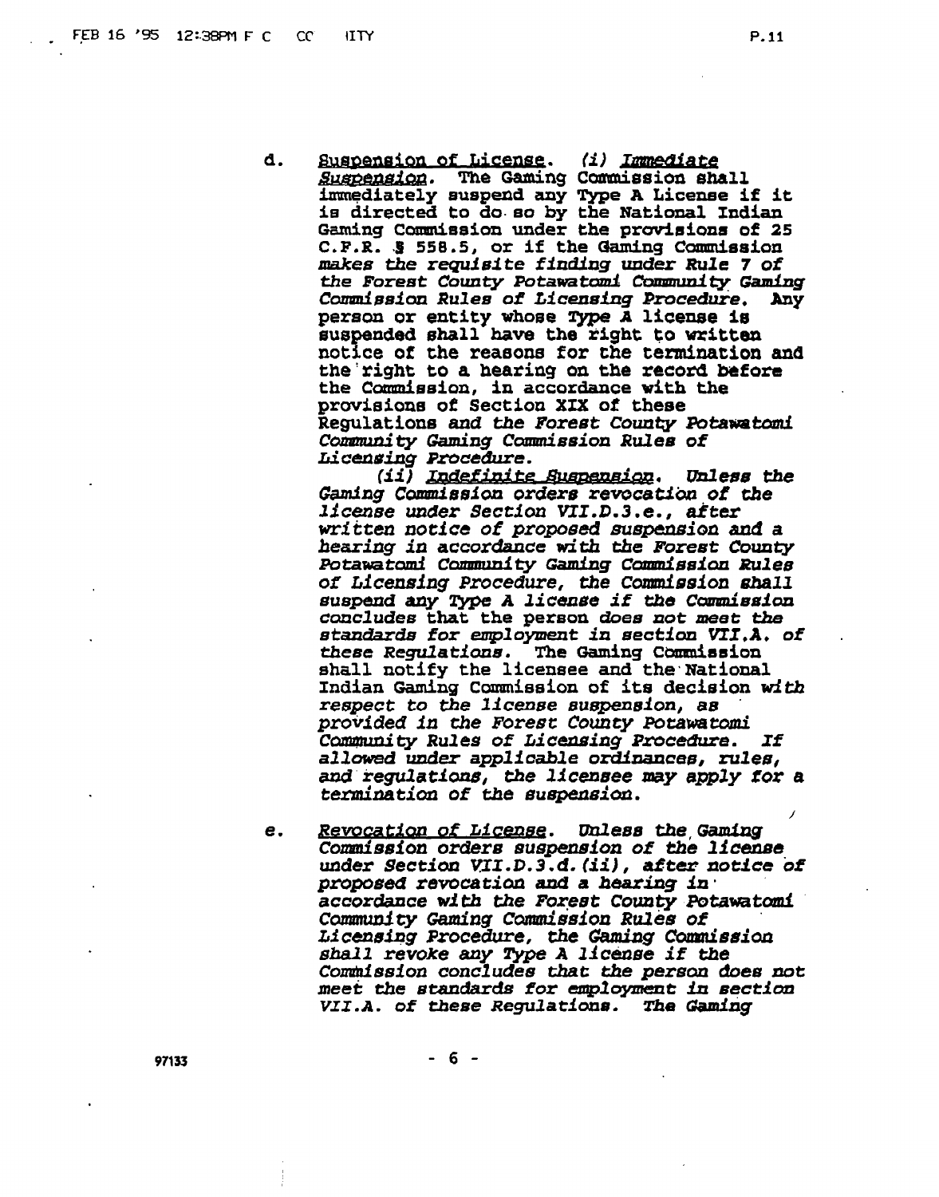d. <u>Suspension of License</u>. *(i) <u>Immediate Suspension</u>*. The Gaming Commission shall immediately suspend any Type A License if it is directed to do so by the National Indian Gaming Commission under the provisions of 25 C.F.R. § 558.5, or if the Gaming Commission *makes the requisite finding under Rule 7 of the Forest County Potawatomi Community Gaming Commission Rules of Licensing Procedure*. Any person or entity whose *Type A* license is suspended shall have the right to written notice of the reasons for the termination and the right to a hearing on the record before the Commission, in accordance with the provisions of Section XIX of these Regulations *and the Forest County Potawatomi Community Gaming Commission Rules of Licensing Procedure.*

*(ii) <u>Indefinite Suspension</u>. Unless the Gaming Commission orders revocation of the license under Section VII.D.3.e., after written notice of proposed suspension and a hearing in accordance with the Forest County Potawatomi Community Gaming Commission Rules of Licensing Procedure, the Commission shall suspend any Type A license if the Commission concludes* that the person *does not meet the standards for employment in section VII.A. of these Regulations.* The Gaming Commission shall notify the licensee and the National Indian Gaming Commission of its decision *with respect to the license suspension, as provided in the Forest County Potawatomi Community Rules of Licensing Procedure. If allowed under applicable ordinances, rules, and regulations, the licensee may apply for a termination of the suspension.*

e. *<u>Revocation of License</u>. Unless the Gaming Commission orders suspension of the license under Section VII.D.3.d.(ii), after notice of proposed revocation and a hearing in accordance with the Forest County Potawatomi Community Gaming Commission Rules of Licensing Procedure, the Gaming Commission shall revoke any Type A license if the Commission concludes that the person does not meet the standards for employment in section VII.A. of these Regulations. The Gaming*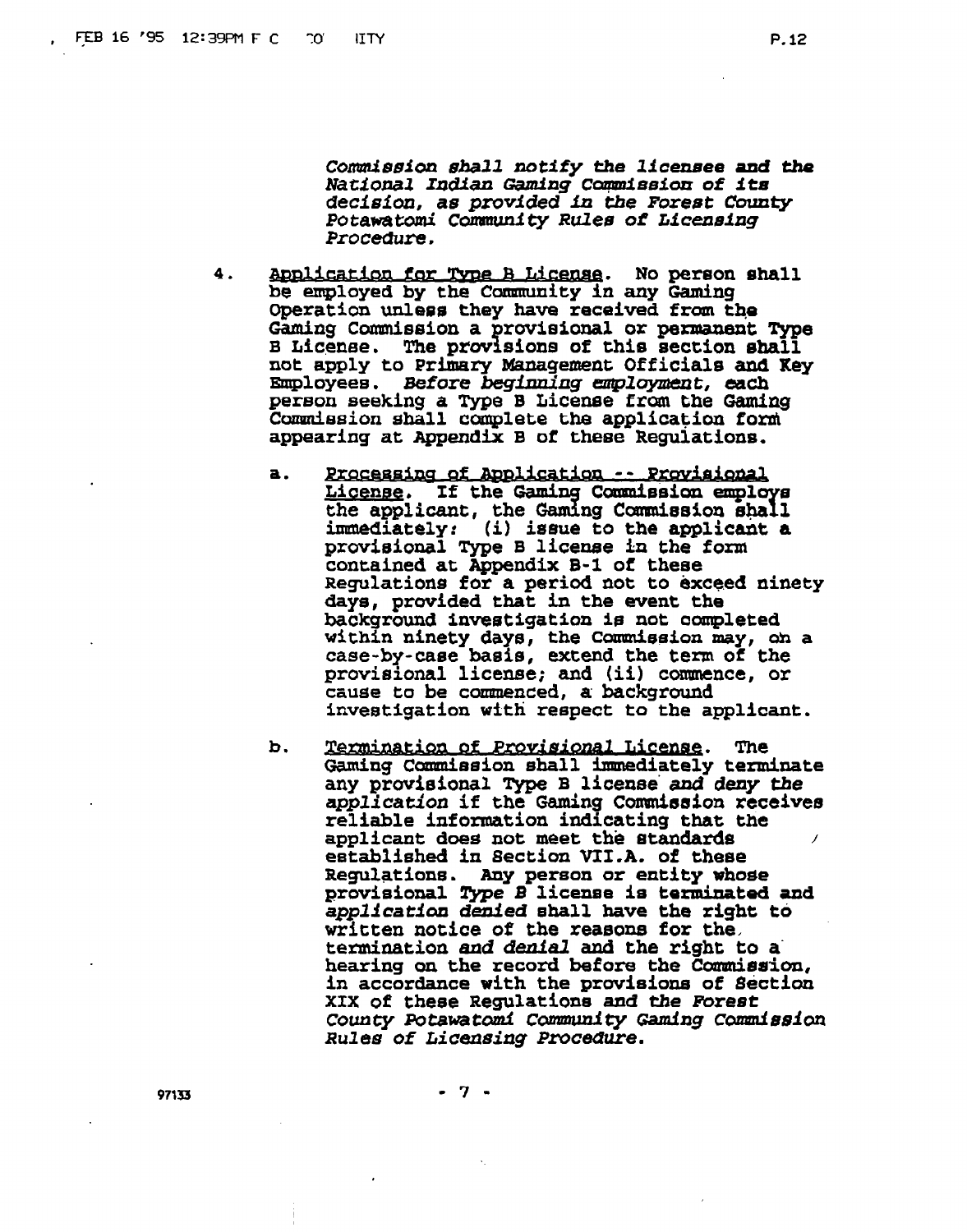*Commission shall notify the licensee and the National Indian Gaming Commission of its decision, as provided in the Forest County Potawatomi Community Rules of Licensing Procedure.*

4. Application for Type B License. No person shall be employed by the Community in any Gaming Operation unless they have received from the Gaming Commission a provisional or permanent Type B License. The provisions of this section shall not apply to Primary Management Officials and Key Employees. *Before beginning employment,* each person seeking a Type B License from the Gaming Commission shall complete the application form appearing at Appendix B of these Regulations.

   a. Processing of Application -- Provisional License. If the Gaming Commission employs the applicant, the Gaming Commission shall immediately: (i) issue to the applicant a provisional Type B license in the form contained at Appendix B-1 of these Regulations for a period not to exceed ninety days, provided that in the event the background investigation is not completed within ninety days, the Commission may, on a case-by-case basis, extend the term of the provisional license; and (ii) commence, or cause to be commenced, a background investigation with respect to the applicant.

   b. Termination of *Provisional* License. The Gaming Commission shall immediately terminate any provisional Type B license *and deny the application* if the Gaming Commission receives reliable information indicating that the applicant does not meet the standards established in Section VII.A. of these Regulations. Any person or entity whose provisional *Type B* license is terminated and *application denied* shall have the right to written notice of the reasons for the termination *and denial* and the right to a hearing on the record before the Commission, in accordance with the provisions of Section XIX of these Regulations and *the Forest County Potawatomi Community Gaming Commission Rules of Licensing Procedure.*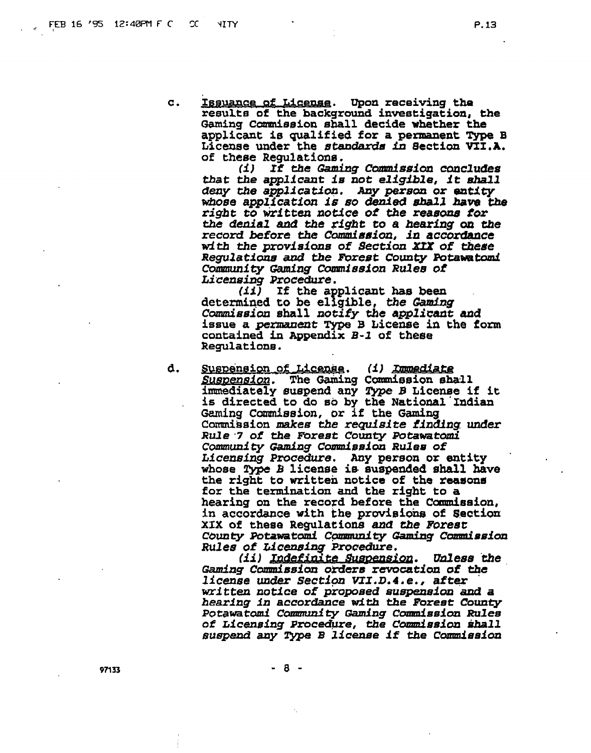c. <u>Issuance of License</u>. Upon receiving the results of the background investigation, the Gaming Commission shall decide whether the applicant is qualified for a permanent Type B License under the *standards in* Section VII.A. of these Regulations.

*(i) If the Gaming Commission concludes that the applicant is not eligible, it shall deny the application. Any person or entity whose application is so denied shall have the right to written notice of the reasons for the denial and the right to a hearing on the record before the Commission, in accordance with the provisions of Section XIX of these Regulations and the Forest County Potawatomi Community Gaming Commission Rules of Licensing Procedure.*

*(ii)* If the applicant has been determined to be eligible, *the Gaming Commission* shall *notify the applicant and* issue a *permanent* Type B License in the form contained in Appendix *B-1* of these Regulations.

d. <u>Suspension of License</u>. *(i) <u>Immediate Suspension</u>.* The Gaming Commission shall immediately suspend any *Type B* License if it is directed to do so by the National Indian Gaming Commission, or if the Gaming Commission *makes the requisite finding under Rule 7 of the Forest County Potawatomi Community Gaming Commission Rules of Licensing Procedure.* Any person or entity whose *Type B* license is suspended shall have the right to written notice of the reasons for the termination and the right to a hearing on the record before the Commission, in accordance with the provisions of Section XIX of these Regulations *and the Forest County Potawatomi Community Gaming Commission Rules of Licensing Procedure.*

*(ii) <u>Indefinite Suspension</u>. Unless the Gaming Commission orders revocation of the license under Section VII.D.4.e., after written notice of proposed suspension and a hearing in accordance with the Forest County Potawatomi Community Gaming Commission Rules of Licensing Procedure, the Commission shall suspend any Type B license if the Commission*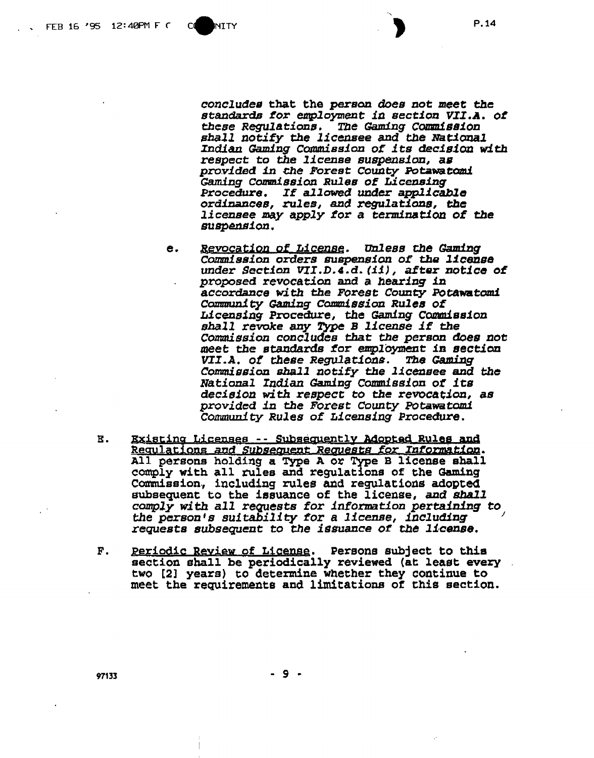*concludes that the person does not meet the standards for employment in section VII.A. of these Regulations. The Gaming Commission shall notify the licensee and the National Indian Gaming Commission of its decision with respect to the license suspension, as provided in the Forest County Potawatomi Gaming Commission Rules of Licensing Procedure. If allowed under applicable ordinances, rules, and regulations, the licensee may apply for a termination of the suspension.*

e. *Revocation of License. Unless the Gaming Commission orders suspension of the license under Section VII.D.4.d.(ii), after notice of proposed revocation and a hearing in accordance with the Forest County Potawatomi Community Gaming Commission Rules of Licensing Procedure, the Gaming Commission shall revoke any Type B license if the Commission concludes that the person does not meet the standards for employment in section VII.A. of these Regulations. The Gaming Commission shall notify the licensee and the National Indian Gaming Commission of its decision with respect to the revocation, as provided in the Forest County Potawatomi Community Rules of Licensing Procedure.*

E. Existing Licenses -- Subsequently Adopted Rules and Regulations *and Subsequent Requests for Information*. All persons holding a Type A or Type B license shall comply with all rules and regulations of the Gaming Commission, including rules and regulations adopted subsequent to the issuance of the license, *and shall comply with all requests for information pertaining to the person's suitability for a license, including requests subsequent to the issuance of the license.*

F. Periodic Review of License. Persons subject to this section shall be periodically reviewed (at least every two [2] years) to determine whether they continue to meet the requirements and limitations of this section.

97133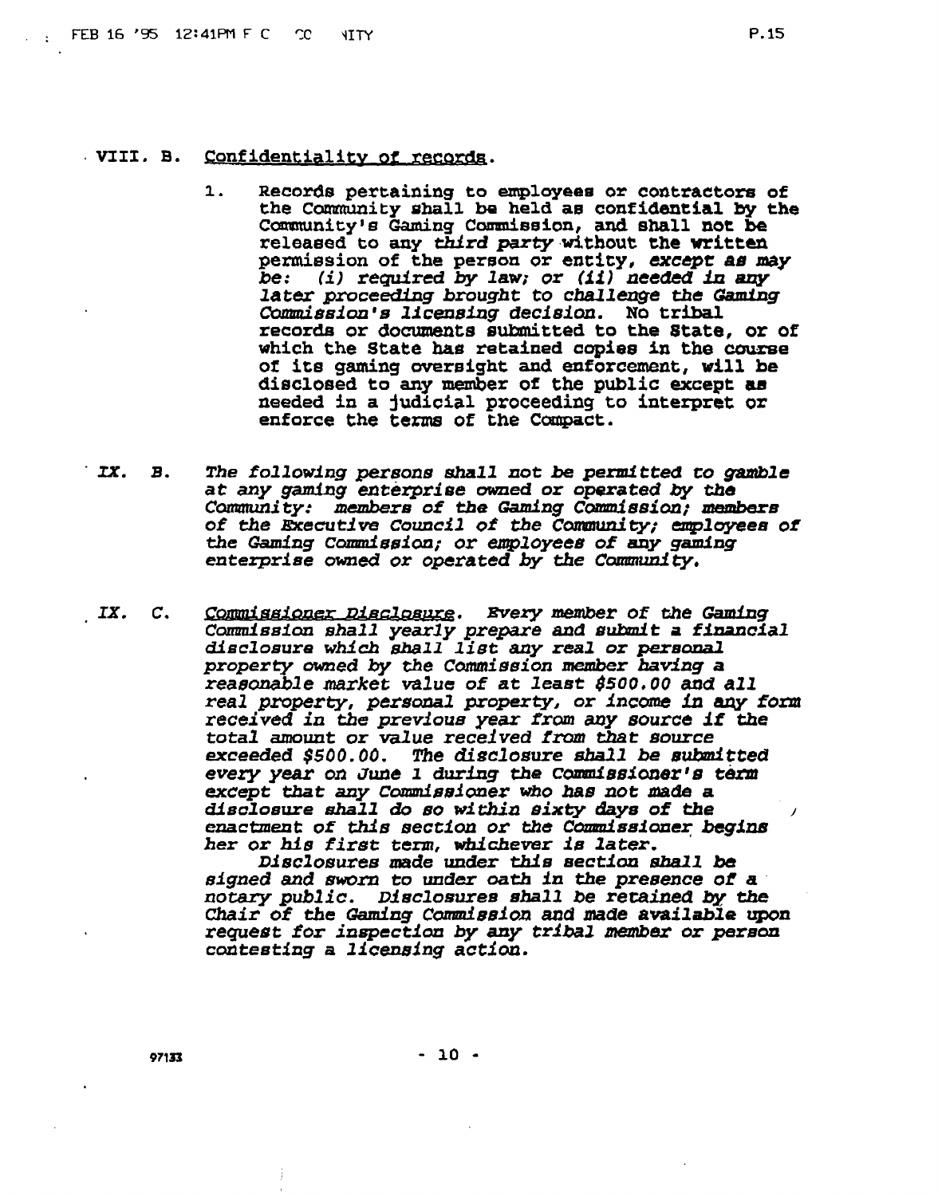VIII. B. Confidentiality of records.

1. Records pertaining to employees or contractors of the Community shall be held as confidential by the Community's Gaming Commission, and shall not be released to any *third party* without the written permission of the person or entity, *except as may be: (i) required by law; or (ii) needed in any later proceeding brought to challenge the Gaming Commission's licensing decision.* No tribal records or documents submitted to the State, or of which the State has retained copies in the course of its gaming oversight and enforcement, will be disclosed to any member of the public except as needed in a judicial proceeding to interpret or enforce the terms of the Compact.

*IX. B. The following persons shall not be permitted to gamble at any gaming enterprise owned or operated by the Community: members of the Gaming Commission; members of the Executive Council of the Community; employees of the Gaming Commission; or employees of any gaming enterprise owned or operated by the Community.*

*IX. C. Commissioner Disclosure. Every member of the Gaming Commission shall yearly prepare and submit a financial disclosure which shall list any real or personal property owned by the Commission member having a reasonable market value of at least $500.00 and all real property, personal property, or income in any form received in the previous year from any source if the total amount or value received from that source exceeded $500.00. The disclosure shall be submitted every year on June 1 during the Commissioner's term except that any Commissioner who has not made a disclosure shall do so within sixty days of the enactment of this section or the Commissioner begins her or his first term, whichever is later.*

*Disclosures made under this section shall be signed and sworn to under oath in the presence of a notary public. Disclosures shall be retained by the Chair of the Gaming Commission and made available upon request for inspection by any tribal member or person contesting a licensing action.*

97133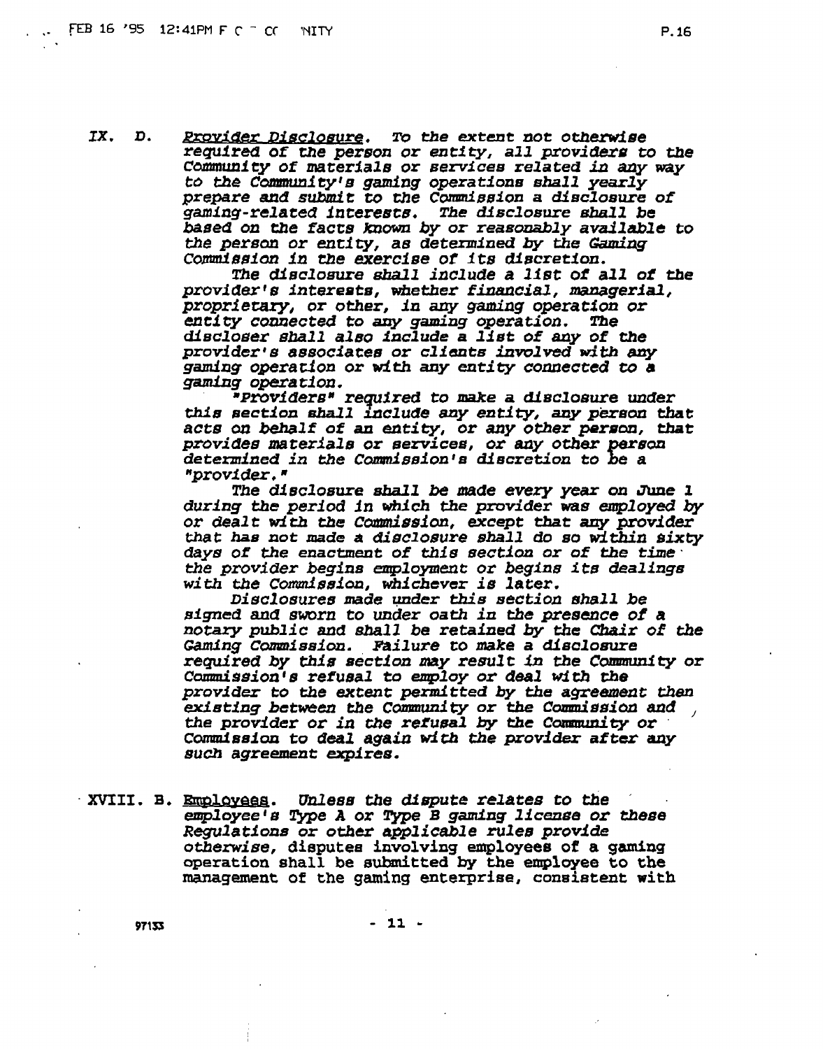IX. D. Provider Disclosure. *To the extent not otherwise required of the person or entity, all providers to the Community of materials or services related in any way to the Community's gaming operations shall yearly prepare and submit to the Commission a disclosure of gaming-related interests. The disclosure shall be based on the facts known by or reasonably available to the person or entity, as determined by the Gaming Commission in the exercise of its discretion.*

*The disclosure shall include a list of all of the provider's interests, whether financial, managerial, proprietary, or other, in any gaming operation or entity connected to any gaming operation. The discloser shall also include a list of any of the provider's associates or clients involved with any gaming operation or with any entity connected to a gaming operation.*

*"Providers" required to make a disclosure under this section shall include any entity, any person that acts on behalf of an entity, or any other person, that provides materials or services, or any other person determined in the Commission's discretion to be a "provider."*

*The disclosure shall be made every year on June 1 during the period in which the provider was employed by or dealt with the Commission, except that any provider that has not made a disclosure shall do so within sixty days of the enactment of this section or of the time the provider begins employment or begins its dealings with the Commission, whichever is later.*

*Disclosures made under this section shall be signed and sworn to under oath in the presence of a notary public and shall be retained by the Chair of the Gaming Commission. Failure to make a disclosure required by this section may result in the Community or Commission's refusal to employ or deal with the provider to the extent permitted by the agreement then existing between the Community or the Commission and the provider or in the refusal by the Community or Commission to deal again with the provider after any such agreement expires.*

XVIII. B. Employees. *Unless the dispute relates to the employee's Type A or Type B gaming license or these Regulations or other applicable rules provide otherwise,* disputes involving employees of a gaming operation shall be submitted by the employee to the management of the gaming enterprise, consistent with

97133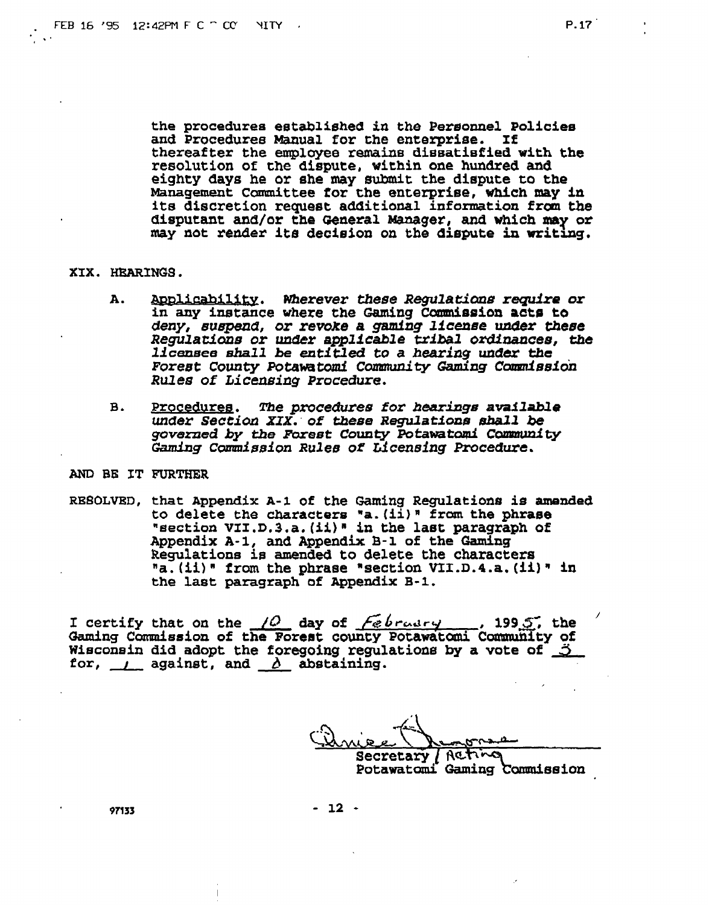the procedures established in the Personnel Policies and Procedures Manual for the enterprise. If thereafter the employee remains dissatisfied with the resolution of the dispute, within one hundred and eighty days he or she may submit the dispute to the Management Committee for the enterprise, which may in its discretion request additional information from the disputant and/or the General Manager, and which may or may not render its decision on the dispute in writing.

XIX. HEARINGS.

A. Applicability. *Wherever these Regulations require or in any instance where the Gaming Commission acts to deny, suspend, or revoke a gaming license under these Regulations or under applicable tribal ordinances, the licensee shall be entitled to a hearing under the Forest County Potawatomi Community Gaming Commission Rules of Licensing Procedure.*

B. Procedures. *The procedures for hearings available under Section XIX. of these Regulations shall be governed by the Forest County Potawatomi Community Gaming Commission Rules of Licensing Procedure.*

AND BE IT FURTHER

RESOLVED, that Appendix A-1 of the Gaming Regulations is amended to delete the characters "a.(ii)" from the phrase "section VII.D.3.a.(ii)" in the last paragraph of Appendix A-1, and Appendix B-1 of the Gaming Regulations is amended to delete the characters "a.(ii)" from the phrase "section VII.D.4.a.(ii)" in the last paragraph of Appendix B-1.

I certify that on the 10 day of February, 1995, the Gaming Commission of the Forest county Potawatomi Community of Wisconsin did adopt the foregoing regulations by a vote of 3 for, 1 against, and 0 abstaining.

Secretary / Acting
Potawatomi Gaming Commission

97133